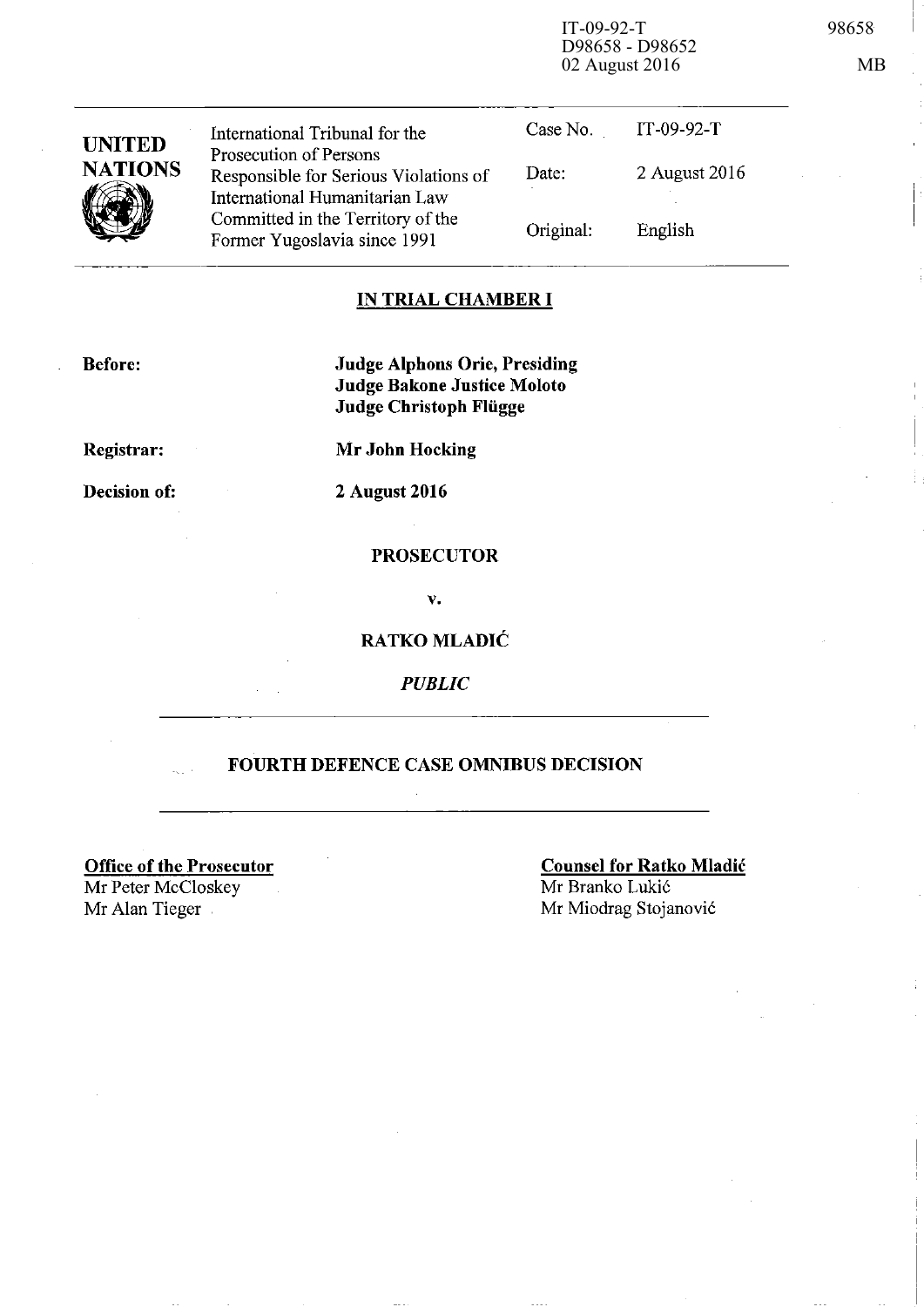IT-09-92-T
D98658 - D98652
02 August 2016

98658

MB

| UNITED NATIONS | International Tribunal for the Prosecution of Persons Responsible for Serious Violations of International Humanitarian Law Committed in the Territory of the Former Yugoslavia since 1991 | Case No. | IT-09-92-T |
|---|---|---|---|
| | | Date: | 2 August 2016 |
| | | Original: | English |

**IN TRIAL CHAMBER I**

**Before:** **Judge Alphons Orie, Presiding**
**Judge Bakone Justice Moloto**
**Judge Christoph Flügge**

**Registrar:** **Mr John Hocking**

**Decision of:** **2 August 2016**

**PROSECUTOR**

**v.**

**RATKO MLADIĆ**

***PUBLIC***

**FOURTH DEFENCE CASE OMNIBUS DECISION**

**Office of the Prosecutor**
Mr Peter McCloskey
Mr Alan Tieger

**Counsel for Ratko Mladić**
Mr Branko Lukić
Mr Miodrag Stojanović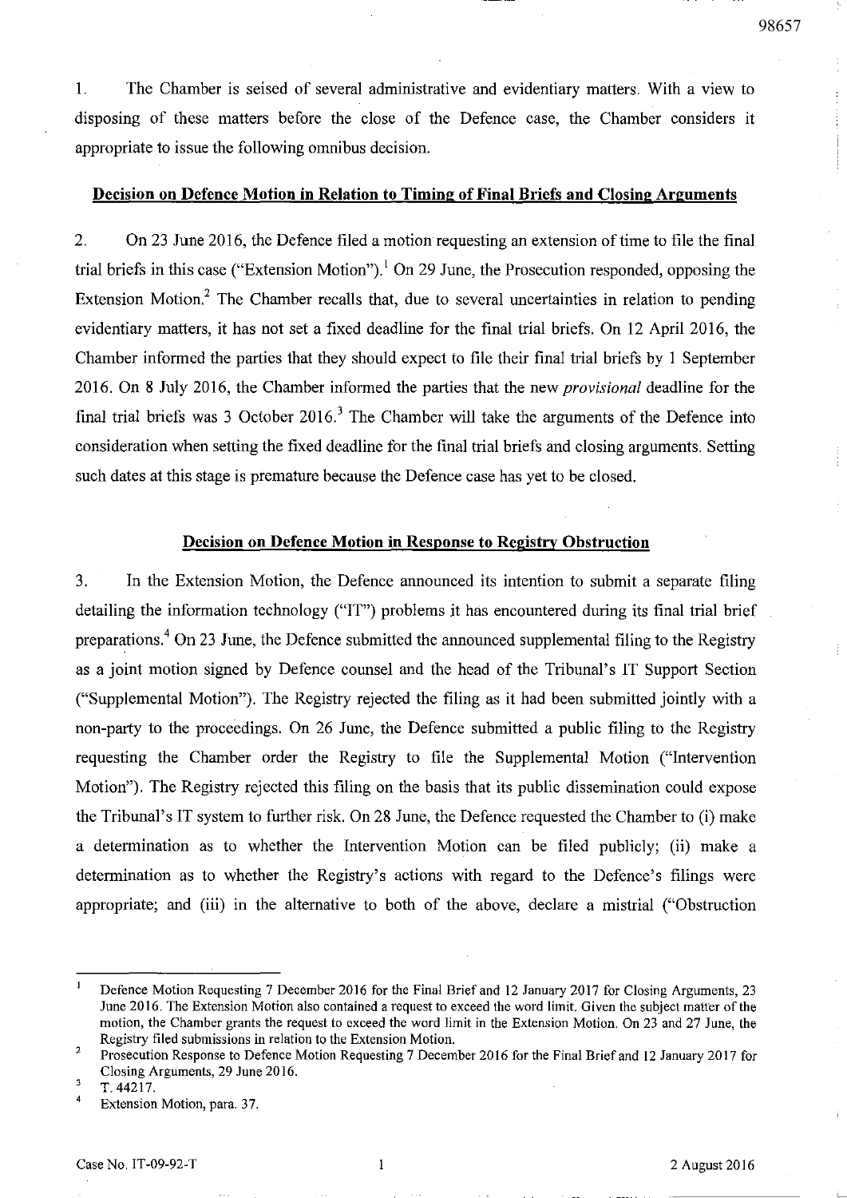1. The Chamber is seised of several administrative and evidentiary matters. With a view to disposing of these matters before the close of the Defence case, the Chamber considers it appropriate to issue the following omnibus decision.

**Decision on Defence Motion in Relation to Timing of Final Briefs and Closing Arguments**

2. On 23 June 2016, the Defence filed a motion requesting an extension of time to file the final trial briefs in this case ("Extension Motion").[1] On 29 June, the Prosecution responded, opposing the Extension Motion.[2] The Chamber recalls that, due to several uncertainties in relation to pending evidentiary matters, it has not set a fixed deadline for the final trial briefs. On 12 April 2016, the Chamber informed the parties that they should expect to file their final trial briefs by 1 September 2016. On 8 July 2016, the Chamber informed the parties that the new *provisional* deadline for the final trial briefs was 3 October 2016.[3] The Chamber will take the arguments of the Defence into consideration when setting the fixed deadline for the final trial briefs and closing arguments. Setting such dates at this stage is premature because the Defence case has yet to be closed.

**Decision on Defence Motion in Response to Registry Obstruction**

3. In the Extension Motion, the Defence announced its intention to submit a separate filing detailing the information technology ("IT") problems it has encountered during its final trial brief preparations.[4] On 23 June, the Defence submitted the announced supplemental filing to the Registry as a joint motion signed by Defence counsel and the head of the Tribunal's IT Support Section ("Supplemental Motion"). The Registry rejected the filing as it had been submitted jointly with a non-party to the proceedings. On 26 June, the Defence submitted a public filing to the Registry requesting the Chamber order the Registry to file the Supplemental Motion ("Intervention Motion"). The Registry rejected this filing on the basis that its public dissemination could expose the Tribunal's IT system to further risk. On 28 June, the Defence requested the Chamber to (i) make a determination as to whether the Intervention Motion can be filed publicly; (ii) make a determination as to whether the Registry's actions with regard to the Defence's filings were appropriate; and (iii) in the alternative to both of the above, declare a mistrial ("Obstruction

---

[1] Defence Motion Requesting 7 December 2016 for the Final Brief and 12 January 2017 for Closing Arguments, 23 June 2016. The Extension Motion also contained a request to exceed the word limit. Given the subject matter of the motion, the Chamber grants the request to exceed the word limit in the Extension Motion. On 23 and 27 June, the Registry filed submissions in relation to the Extension Motion.

[2] Prosecution Response to Defence Motion Requesting 7 December 2016 for the Final Brief and 12 January 2017 for Closing Arguments, 29 June 2016.

[3] T. 44217.

[4] Extension Motion, para. 37.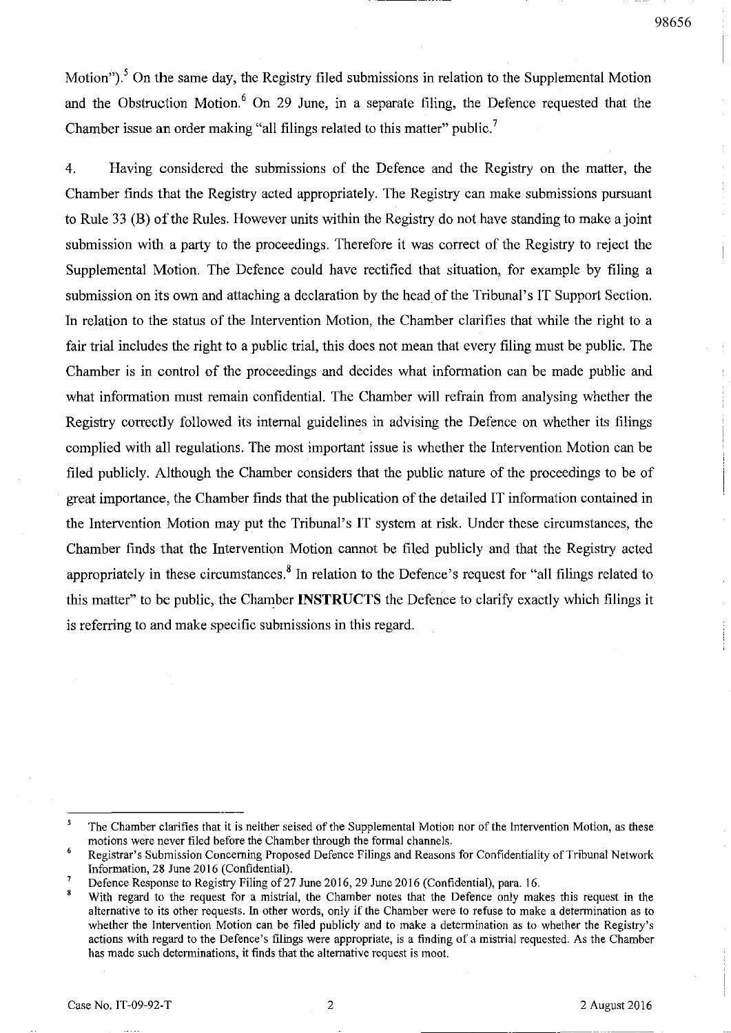Motion").[5] On the same day, the Registry filed submissions in relation to the Supplemental Motion and the Obstruction Motion.[6] On 29 June, in a separate filing, the Defence requested that the Chamber issue an order making "all filings related to this matter" public.[7]

4. Having considered the submissions of the Defence and the Registry on the matter, the Chamber finds that the Registry acted appropriately. The Registry can make submissions pursuant to Rule 33 (B) of the Rules. However units within the Registry do not have standing to make a joint submission with a party to the proceedings. Therefore it was correct of the Registry to reject the Supplemental Motion. The Defence could have rectified that situation, for example by filing a submission on its own and attaching a declaration by the head of the Tribunal's IT Support Section. In relation to the status of the Intervention Motion, the Chamber clarifies that while the right to a fair trial includes the right to a public trial, this does not mean that every filing must be public. The Chamber is in control of the proceedings and decides what information can be made public and what information must remain confidential. The Chamber will refrain from analysing whether the Registry correctly followed its internal guidelines in advising the Defence on whether its filings complied with all regulations. The most important issue is whether the Intervention Motion can be filed publicly. Although the Chamber considers that the public nature of the proceedings to be of great importance, the Chamber finds that the publication of the detailed IT information contained in the Intervention Motion may put the Tribunal's IT system at risk. Under these circumstances, the Chamber finds that the Intervention Motion cannot be filed publicly and that the Registry acted appropriately in these circumstances.[8] In relation to the Defence's request for "all filings related to this matter" to be public, the Chamber **INSTRUCTS** the Defence to clarify exactly which filings it is referring to and make specific submissions in this regard.

---

[5] The Chamber clarifies that it is neither seised of the Supplemental Motion nor of the Intervention Motion, as these motions were never filed before the Chamber through the formal channels.

[6] Registrar's Submission Concerning Proposed Defence Filings and Reasons for Confidentiality of Tribunal Network Information, 28 June 2016 (Confidential).

[7] Defence Response to Registry Filing of 27 June 2016, 29 June 2016 (Confidential), para. 16.

[8] With regard to the request for a mistrial, the Chamber notes that the Defence only makes this request in the alternative to its other requests. In other words, only if the Chamber were to refuse to make a determination as to whether the Intervention Motion can be filed publicly and to make a determination as to whether the Registry's actions with regard to the Defence's filings were appropriate, is a finding of a mistrial requested. As the Chamber has made such determinations, it finds that the alternative request is moot.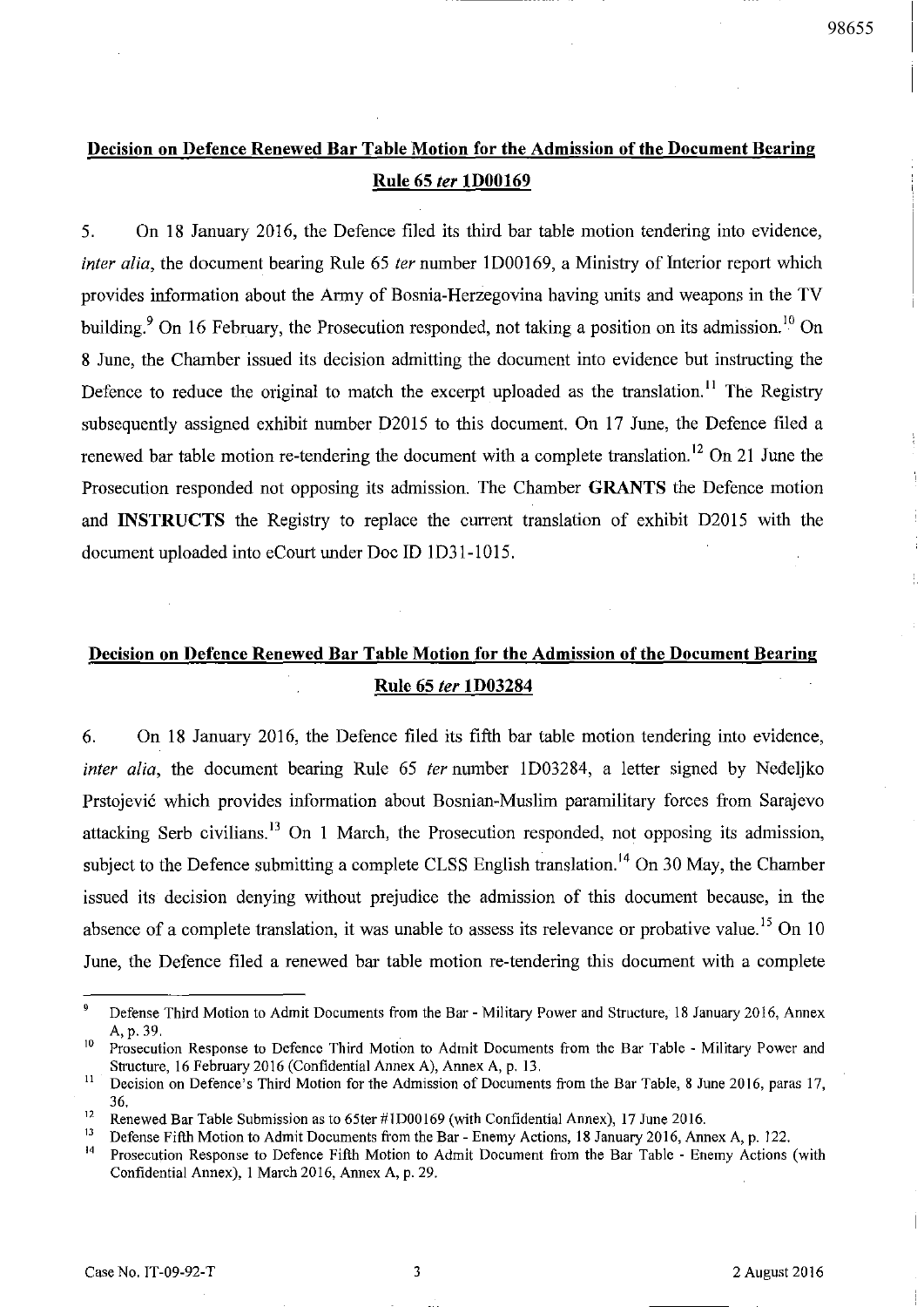## Decision on Defence Renewed Bar Table Motion for the Admission of the Document Bearing Rule 65 *ter* 1D00169

5. On 18 January 2016, the Defence filed its third bar table motion tendering into evidence, *inter alia*, the document bearing Rule 65 *ter* number 1D00169, a Ministry of Interior report which provides information about the Army of Bosnia-Herzegovina having units and weapons in the TV building.[9] On 16 February, the Prosecution responded, not taking a position on its admission.[10] On 8 June, the Chamber issued its decision admitting the document into evidence but instructing the Defence to reduce the original to match the excerpt uploaded as the translation.[11] The Registry subsequently assigned exhibit number D2015 to this document. On 17 June, the Defence filed a renewed bar table motion re-tendering the document with a complete translation.[12] On 21 June the Prosecution responded not opposing its admission. The Chamber **GRANTS** the Defence motion and **INSTRUCTS** the Registry to replace the current translation of exhibit D2015 with the document uploaded into eCourt under Doc ID 1D31-1015.

## Decision on Defence Renewed Bar Table Motion for the Admission of the Document Bearing Rule 65 *ter* 1D03284

6. On 18 January 2016, the Defence filed its fifth bar table motion tendering into evidence, *inter alia*, the document bearing Rule 65 *ter* number 1D03284, a letter signed by Nedeljko Prstojević which provides information about Bosnian-Muslim paramilitary forces from Sarajevo attacking Serb civilians.[13] On 1 March, the Prosecution responded, not opposing its admission, subject to the Defence submitting a complete CLSS English translation.[14] On 30 May, the Chamber issued its decision denying without prejudice the admission of this document because, in the absence of a complete translation, it was unable to assess its relevance or probative value.[15] On 10 June, the Defence filed a renewed bar table motion re-tendering this document with a complete

---

[9] Defense Third Motion to Admit Documents from the Bar - Military Power and Structure, 18 January 2016, Annex A, p. 39.

[10] Prosecution Response to Defence Third Motion to Admit Documents from the Bar Table - Military Power and Structure, 16 February 2016 (Confidential Annex A), Annex A, p. 13.

[11] Decision on Defence's Third Motion for the Admission of Documents from the Bar Table, 8 June 2016, paras 17, 36.

[12] Renewed Bar Table Submission as to 65ter #1D00169 (with Confidential Annex), 17 June 2016.

[13] Defense Fifth Motion to Admit Documents from the Bar - Enemy Actions, 18 January 2016, Annex A, p. 122.

[14] Prosecution Response to Defence Fifth Motion to Admit Document from the Bar Table - Enemy Actions (with Confidential Annex), 1 March 2016, Annex A, p. 29.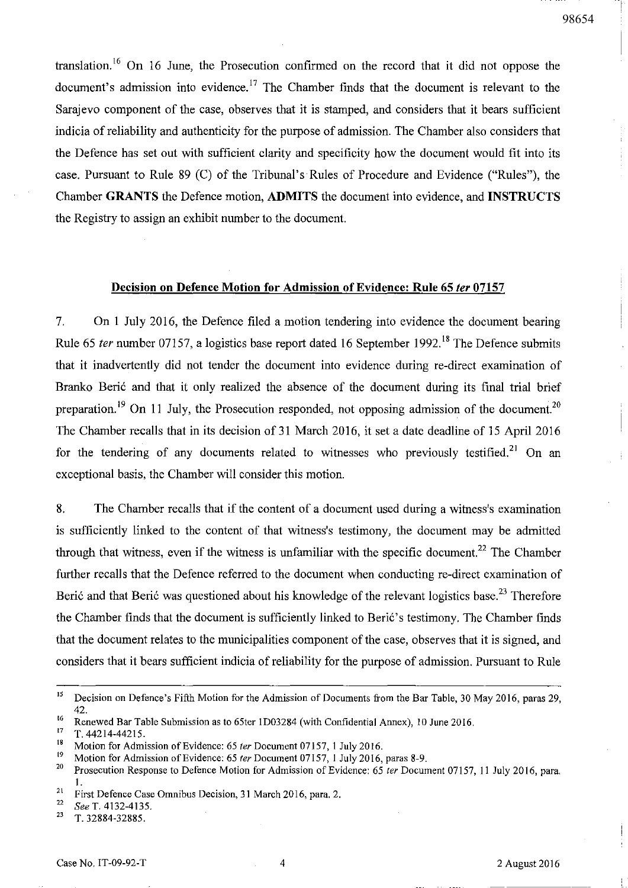translation.[16] On 16 June, the Prosecution confirmed on the record that it did not oppose the document's admission into evidence.[17] The Chamber finds that the document is relevant to the Sarajevo component of the case, observes that it is stamped, and considers that it bears sufficient indicia of reliability and authenticity for the purpose of admission. The Chamber also considers that the Defence has set out with sufficient clarity and specificity how the document would fit into its case. Pursuant to Rule 89 (C) of the Tribunal's Rules of Procedure and Evidence ("Rules"), the Chamber **GRANTS** the Defence motion, **ADMITS** the document into evidence, and **INSTRUCTS** the Registry to assign an exhibit number to the document.

**Decision on Defence Motion for Admission of Evidence: Rule 65 *ter* 07157**

7. On 1 July 2016, the Defence filed a motion tendering into evidence the document bearing Rule 65 *ter* number 07157, a logistics base report dated 16 September 1992.[18] The Defence submits that it inadvertently did not tender the document into evidence during re-direct examination of Branko Berić and that it only realized the absence of the document during its final trial brief preparation.[19] On 11 July, the Prosecution responded, not opposing admission of the document.[20] The Chamber recalls that in its decision of 31 March 2016, it set a date deadline of 15 April 2016 for the tendering of any documents related to witnesses who previously testified.[21] On an exceptional basis, the Chamber will consider this motion.

8. The Chamber recalls that if the content of a document used during a witness's examination is sufficiently linked to the content of that witness's testimony, the document may be admitted through that witness, even if the witness is unfamiliar with the specific document.[22] The Chamber further recalls that the Defence referred to the document when conducting re-direct examination of Berić and that Berić was questioned about his knowledge of the relevant logistics base.[23] Therefore the Chamber finds that the document is sufficiently linked to Berić's testimony. The Chamber finds that the document relates to the municipalities component of the case, observes that it is signed, and considers that it bears sufficient indicia of reliability for the purpose of admission. Pursuant to Rule

---

[15] Decision on Defence's Fifth Motion for the Admission of Documents from the Bar Table, 30 May 2016, paras 29, 42.

[16] Renewed Bar Table Submission as to 65ter 1D03284 (with Confidential Annex), 10 June 2016.

[17] T. 44214-44215.

[18] Motion for Admission of Evidence: 65 *ter* Document 07157, 1 July 2016.

[19] Motion for Admission of Evidence: 65 *ter* Document 07157, 1 July 2016, paras 8-9.

[20] Prosecution Response to Defence Motion for Admission of Evidence: 65 *ter* Document 07157, 11 July 2016, para. 1.

[21] First Defence Case Omnibus Decision, 31 March 2016, para. 2.

[22] *See* T. 4132-4135.

[23] T. 32884-32885.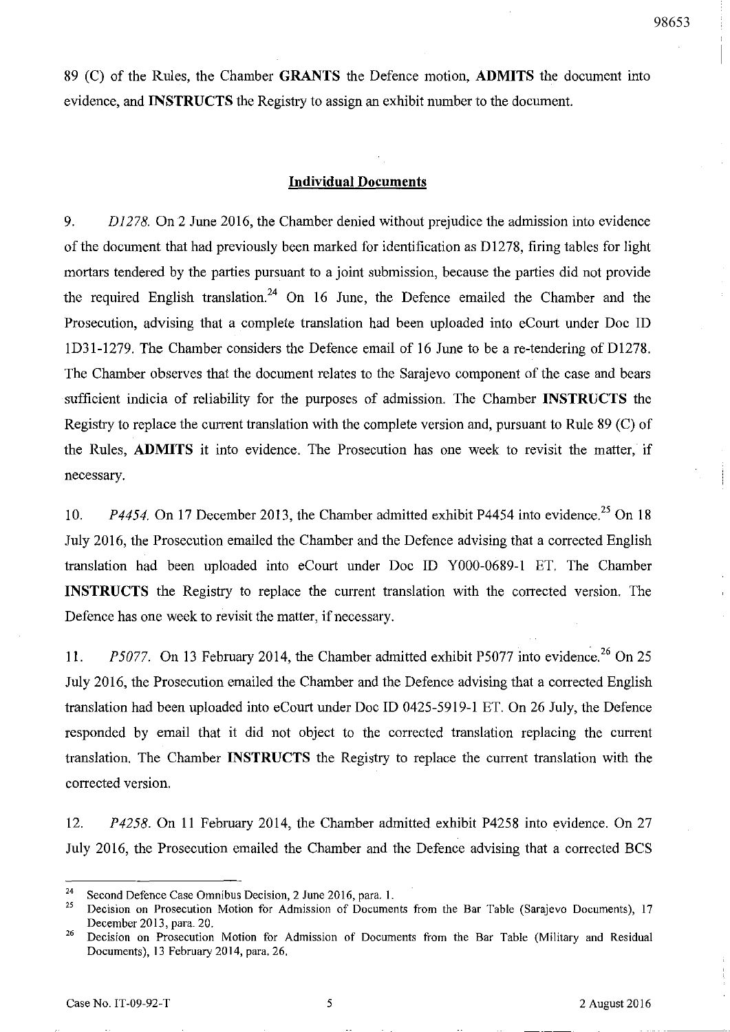89 (C) of the Rules, the Chamber **GRANTS** the Defence motion, **ADMITS** the document into evidence, and **INSTRUCTS** the Registry to assign an exhibit number to the document.

## Individual Documents

9. *D1278.* On 2 June 2016, the Chamber denied without prejudice the admission into evidence of the document that had previously been marked for identification as D1278, firing tables for light mortars tendered by the parties pursuant to a joint submission, because the parties did not provide the required English translation.[24] On 16 June, the Defence emailed the Chamber and the Prosecution, advising that a complete translation had been uploaded into eCourt under Doc ID 1D31-1279. The Chamber considers the Defence email of 16 June to be a re-tendering of D1278. The Chamber observes that the document relates to the Sarajevo component of the case and bears sufficient indicia of reliability for the purposes of admission. The Chamber **INSTRUCTS** the Registry to replace the current translation with the complete version and, pursuant to Rule 89 (C) of the Rules, **ADMITS** it into evidence. The Prosecution has one week to revisit the matter, if necessary.

10. *P4454.* On 17 December 2013, the Chamber admitted exhibit P4454 into evidence.[25] On 18 July 2016, the Prosecution emailed the Chamber and the Defence advising that a corrected English translation had been uploaded into eCourt under Doc ID Y000-0689-1 ET. The Chamber **INSTRUCTS** the Registry to replace the current translation with the corrected version. The Defence has one week to revisit the matter, if necessary.

11. *P5077.* On 13 February 2014, the Chamber admitted exhibit P5077 into evidence.[26] On 25 July 2016, the Prosecution emailed the Chamber and the Defence advising that a corrected English translation had been uploaded into eCourt under Doc ID 0425-5919-1 ET. On 26 July, the Defence responded by email that it did not object to the corrected translation replacing the current translation. The Chamber **INSTRUCTS** the Registry to replace the current translation with the corrected version.

12. *P4258.* On 11 February 2014, the Chamber admitted exhibit P4258 into evidence. On 27 July 2016, the Prosecution emailed the Chamber and the Defence advising that a corrected BCS

---

[24] Second Defence Case Omnibus Decision, 2 June 2016, para. 1.

[25] Decision on Prosecution Motion for Admission of Documents from the Bar Table (Sarajevo Documents), 17 December 2013, para. 20.

[26] Decision on Prosecution Motion for Admission of Documents from the Bar Table (Military and Residual Documents), 13 February 2014, para. 26.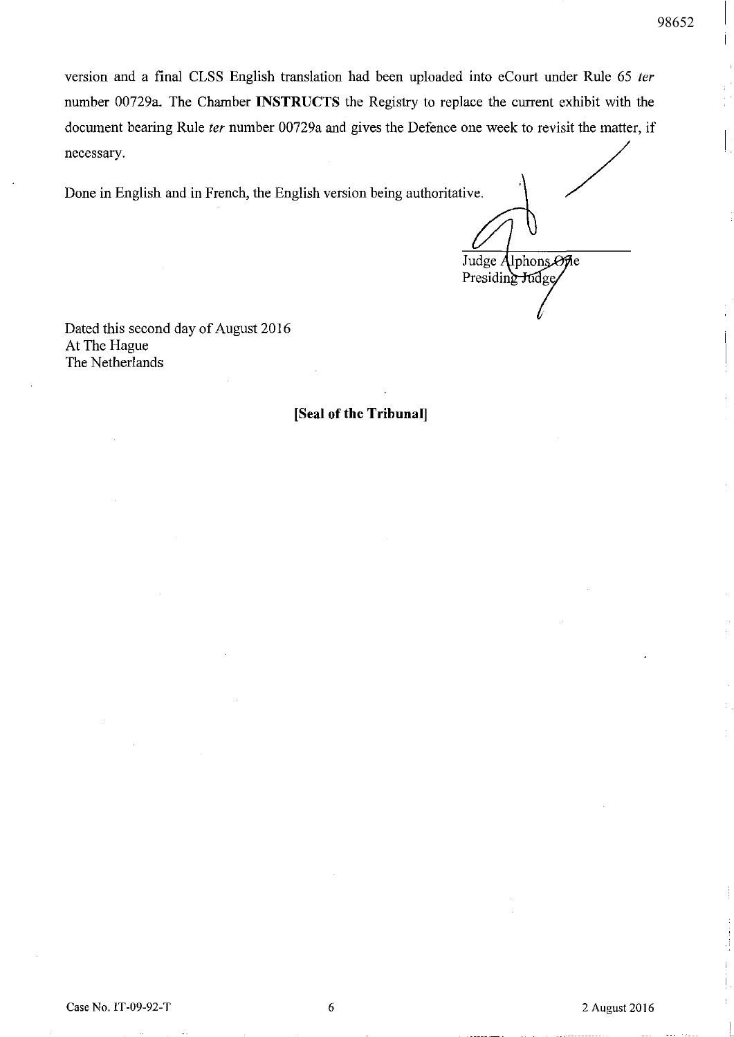version and a final CLSS English translation had been uploaded into eCourt under Rule 65 *ter* number 00729a. The Chamber **INSTRUCTS** the Registry to replace the current exhibit with the document bearing Rule *ter* number 00729a and gives the Defence one week to revisit the matter, if necessary.

Done in English and in French, the English version being authoritative.

Judge Alphons Orie
Presiding Judge

Dated this second day of August 2016
At The Hague
The Netherlands

**[Seal of the Tribunal]**